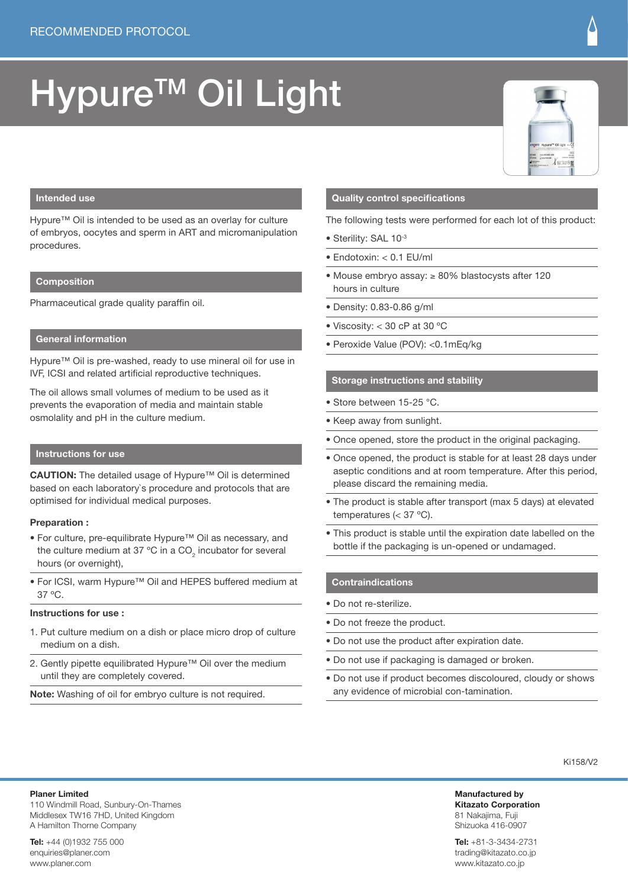RECOMMENDED PROTOCOL

# Hypure™ Oil Light

## Intended use

Hypure™ Oil is intended to be used as an overlay for culture of embryos, oocytes and sperm in ART and micromanipulation procedures.

## Composition

Pharmaceutical grade quality paraffin oil.

## General information

Hypure™ Oil is pre-washed, ready to use mineral oil for use in IVF, ICSI and related artificial reproductive techniques.

The oil allows small volumes of medium to be used as it prevents the evaporation of media and maintain stable osmolality and pH in the culture medium.

## Instructions for use

**CAUTION:** The detailed usage of Hypure™ Oil is determined based on each laboratory`s procedure and protocols that are optimised for individual medical purposes.

**Preparation :**

- For culture, pre-equilibrate Hypure™ Oil as necessary, and the culture medium at 37 °C in a $CO_2$ incubator for several hours (or overnight),
- For ICSI, warm Hypure™ Oil and HEPES buffered medium at 37 °C.

**Instructions for use :**

1. Put culture medium on a dish or place micro drop of culture medium on a dish.
2. Gently pipette equilibrated Hypure™ Oil over the medium until they are completely covered.

**Note:** Washing of oil for embryo culture is not required.

## Quality control specifications

The following tests were performed for each lot of this product:

- Sterility: SAL $10^{-3}$
- Endotoxin: < 0.1 EU/ml
- Mouse embryo assay: ≥ 80% blastocysts after 120 hours in culture
- Density: 0.83-0.86 g/ml
- Viscosity: < 30 cP at 30 °C
- Peroxide Value (POV): <0.1mEq/kg

## Storage instructions and stability

- Store between 15-25 °C.
- Keep away from sunlight.
- Once opened, store the product in the original packaging.
- Once opened, the product is stable for at least 28 days under aseptic conditions and at room temperature. After this period, please discard the remaining media.
- The product is stable after transport (max 5 days) at elevated temperatures (< 37 °C).
- This product is stable until the expiration date labelled on the bottle if the packaging is un-opened or undamaged.

## Contraindications

- Do not re-sterilize.
- Do not freeze the product.
- Do not use the product after expiration date.
- Do not use if packaging is damaged or broken.
- Do not use if product becomes discoloured, cloudy or shows any evidence of microbial con-tamination.

Ki158/V2

**Planer Limited**
110 Windmill Road, Sunbury-On-Thames
Middlesex TW16 7HD, United Kingdom
A Hamilton Thorne Company

**Tel:** +44 (0)1932 755 000
enquiries@planer.com
www.planer.com

**Manufactured by**
**Kitazato Corporation**
81 Nakajima, Fuji
Shizuoka 416-0907

**Tel:** +81-3-3434-2731
trading@kitazato.co.jp
www.kitazato.co.jp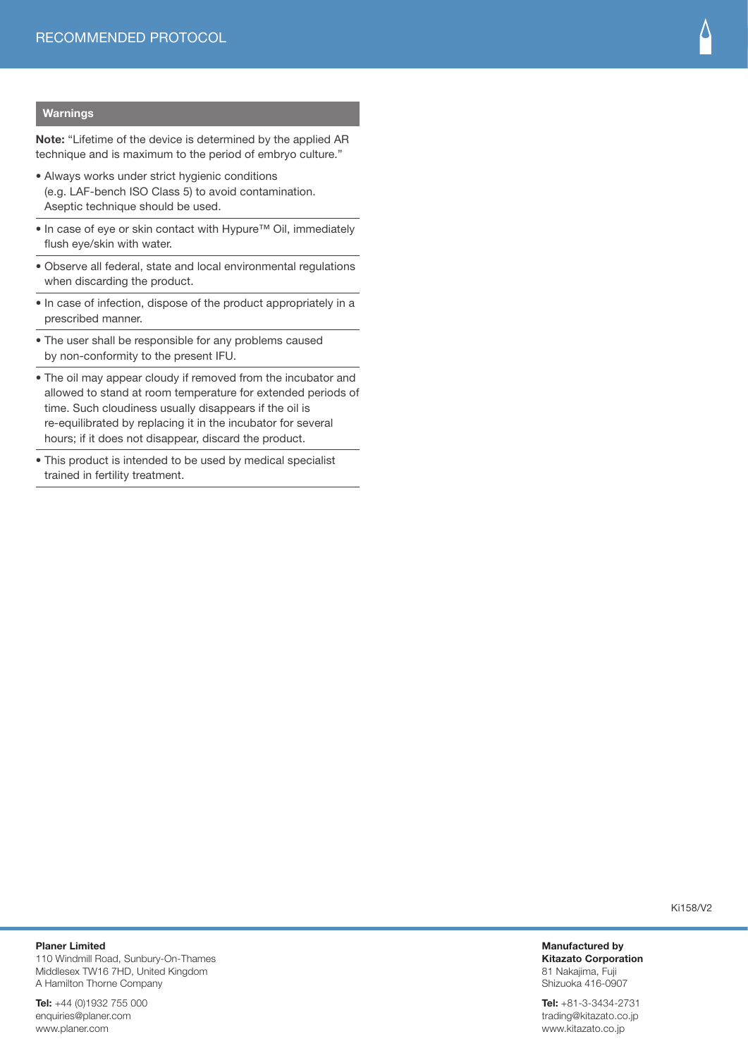## Warnings

**Note:** "Lifetime of the device is determined by the applied AR technique and is maximum to the period of embryo culture."

- Always works under strict hygienic conditions (e.g. LAF-bench ISO Class 5) to avoid contamination. Aseptic technique should be used.
- In case of eye or skin contact with Hypure™ Oil, immediately flush eye/skin with water.
- Observe all federal, state and local environmental regulations when discarding the product.
- In case of infection, dispose of the product appropriately in a prescribed manner.
- The user shall be responsible for any problems caused by non-conformity to the present IFU.
- The oil may appear cloudy if removed from the incubator and allowed to stand at room temperature for extended periods of time. Such cloudiness usually disappears if the oil is re-equilibrated by replacing it in the incubator for several hours; if it does not disappear, discard the product.
- This product is intended to be used by medical specialist trained in fertility treatment.

Ki158/V2

**Planer Limited**
110 Windmill Road, Sunbury-On-Thames
Middlesex TW16 7HD, United Kingdom
A Hamilton Thorne Company

**Tel:** +44 (0)1932 755 000
enquiries@planer.com
www.planer.com

**Manufactured by**
**Kitazato Corporation**
81 Nakajima, Fuji
Shizuoka 416-0907

**Tel:** +81-3-3434-2731
trading@kitazato.co.jp
www.kitazato.co.jp